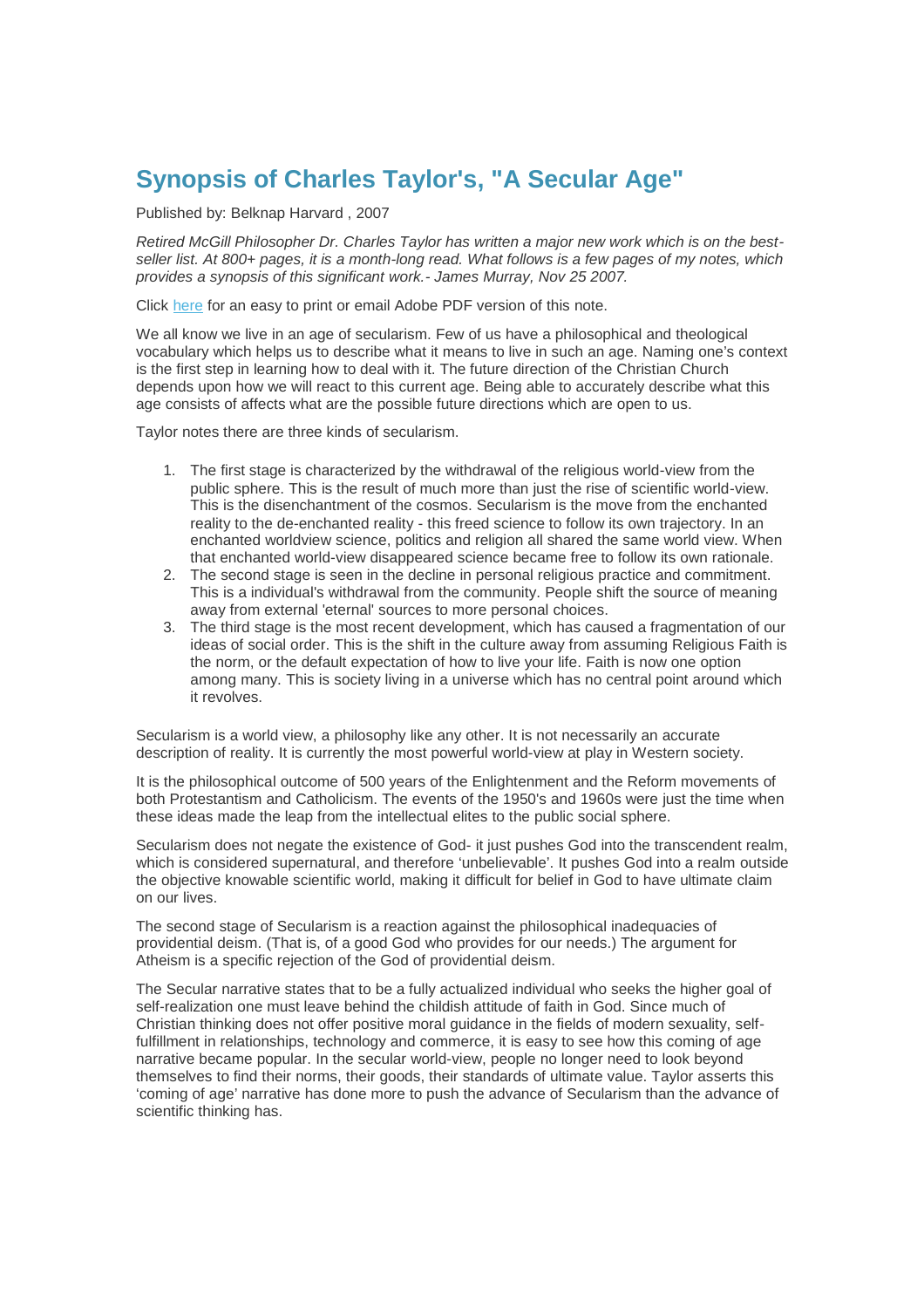# Synopsis of Charles Taylor's, "A Secular Age"

Published by: Belknap Harvard , 2007

*Retired McGill Philosopher Dr. Charles Taylor has written a major new work which is on the best-seller list. At 800+ pages, it is a month-long read. What follows is a few pages of my notes, which provides a synopsis of this significant work.- James Murray, Nov 25 2007.*

Click here for an easy to print or email Adobe PDF version of this note.

We all know we live in an age of secularism. Few of us have a philosophical and theological vocabulary which helps us to describe what it means to live in such an age. Naming one's context is the first step in learning how to deal with it. The future direction of the Christian Church depends upon how we will react to this current age. Being able to accurately describe what this age consists of affects what are the possible future directions which are open to us.

Taylor notes there are three kinds of secularism.

1. The first stage is characterized by the withdrawal of the religious world-view from the public sphere. This is the result of much more than just the rise of scientific world-view. This is the disenchantment of the cosmos. Secularism is the move from the enchanted reality to the de-enchanted reality - this freed science to follow its own trajectory. In an enchanted worldview science, politics and religion all shared the same world view. When that enchanted world-view disappeared science became free to follow its own rationale.
2. The second stage is seen in the decline in personal religious practice and commitment. This is a individual's withdrawal from the community. People shift the source of meaning away from external 'eternal' sources to more personal choices.
3. The third stage is the most recent development, which has caused a fragmentation of our ideas of social order. This is the shift in the culture away from assuming Religious Faith is the norm, or the default expectation of how to live your life. Faith is now one option among many. This is society living in a universe which has no central point around which it revolves.

Secularism is a world view, a philosophy like any other. It is not necessarily an accurate description of reality. It is currently the most powerful world-view at play in Western society.

It is the philosophical outcome of 500 years of the Enlightenment and the Reform movements of both Protestantism and Catholicism. The events of the 1950's and 1960s were just the time when these ideas made the leap from the intellectual elites to the public social sphere.

Secularism does not negate the existence of God- it just pushes God into the transcendent realm, which is considered supernatural, and therefore 'unbelievable'. It pushes God into a realm outside the objective knowable scientific world, making it difficult for belief in God to have ultimate claim on our lives.

The second stage of Secularism is a reaction against the philosophical inadequacies of providential deism. (That is, of a good God who provides for our needs.) The argument for Atheism is a specific rejection of the God of providential deism.

The Secular narrative states that to be a fully actualized individual who seeks the higher goal of self-realization one must leave behind the childish attitude of faith in God. Since much of Christian thinking does not offer positive moral guidance in the fields of modern sexuality, self-fulfillment in relationships, technology and commerce, it is easy to see how this coming of age narrative became popular. In the secular world-view, people no longer need to look beyond themselves to find their norms, their goods, their standards of ultimate value. Taylor asserts this 'coming of age' narrative has done more to push the advance of Secularism than the advance of scientific thinking has.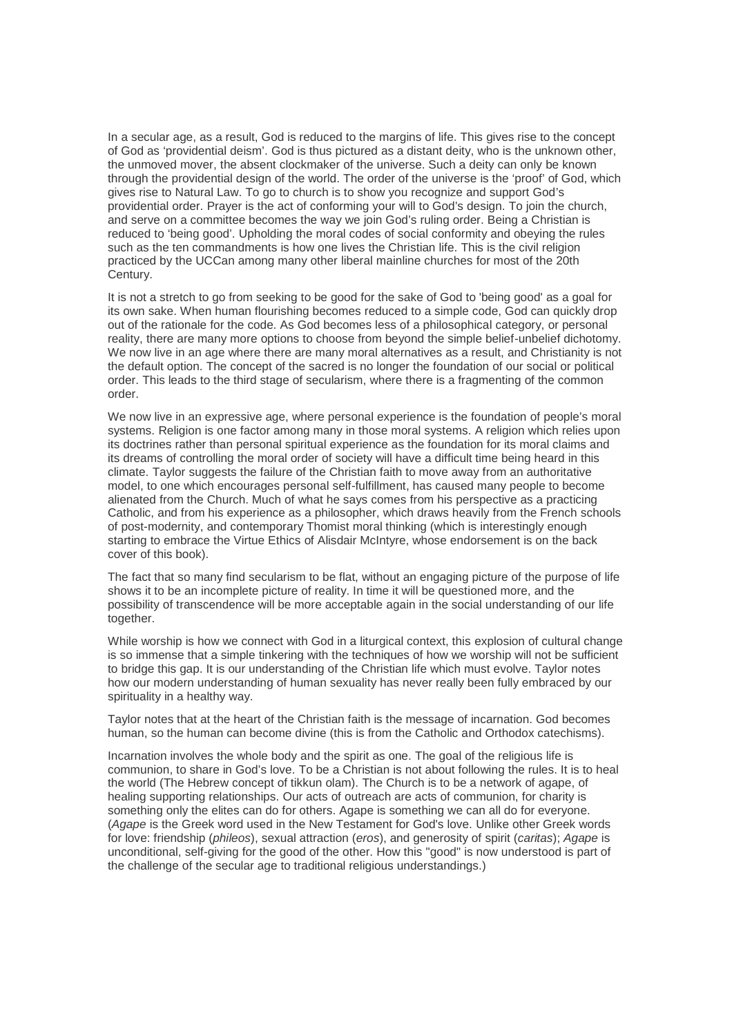In a secular age, as a result, God is reduced to the margins of life. This gives rise to the concept of God as 'providential deism'. God is thus pictured as a distant deity, who is the unknown other, the unmoved mover, the absent clockmaker of the universe. Such a deity can only be known through the providential design of the world. The order of the universe is the 'proof' of God, which gives rise to Natural Law. To go to church is to show you recognize and support God's providential order. Prayer is the act of conforming your will to God's design. To join the church, and serve on a committee becomes the way we join God's ruling order. Being a Christian is reduced to 'being good'. Upholding the moral codes of social conformity and obeying the rules such as the ten commandments is how one lives the Christian life. This is the civil religion practiced by the UCCan among many other liberal mainline churches for most of the 20th Century.

It is not a stretch to go from seeking to be good for the sake of God to 'being good' as a goal for its own sake. When human flourishing becomes reduced to a simple code, God can quickly drop out of the rationale for the code. As God becomes less of a philosophical category, or personal reality, there are many more options to choose from beyond the simple belief-unbelief dichotomy. We now live in an age where there are many moral alternatives as a result, and Christianity is not the default option. The concept of the sacred is no longer the foundation of our social or political order. This leads to the third stage of secularism, where there is a fragmenting of the common order.

We now live in an expressive age, where personal experience is the foundation of people's moral systems. Religion is one factor among many in those moral systems. A religion which relies upon its doctrines rather than personal spiritual experience as the foundation for its moral claims and its dreams of controlling the moral order of society will have a difficult time being heard in this climate. Taylor suggests the failure of the Christian faith to move away from an authoritative model, to one which encourages personal self-fulfillment, has caused many people to become alienated from the Church. Much of what he says comes from his perspective as a practicing Catholic, and from his experience as a philosopher, which draws heavily from the French schools of post-modernity, and contemporary Thomist moral thinking (which is interestingly enough starting to embrace the Virtue Ethics of Alisdair McIntyre, whose endorsement is on the back cover of this book).

The fact that so many find secularism to be flat, without an engaging picture of the purpose of life shows it to be an incomplete picture of reality. In time it will be questioned more, and the possibility of transcendence will be more acceptable again in the social understanding of our life together.

While worship is how we connect with God in a liturgical context, this explosion of cultural change is so immense that a simple tinkering with the techniques of how we worship will not be sufficient to bridge this gap. It is our understanding of the Christian life which must evolve. Taylor notes how our modern understanding of human sexuality has never really been fully embraced by our spirituality in a healthy way.

Taylor notes that at the heart of the Christian faith is the message of incarnation. God becomes human, so the human can become divine (this is from the Catholic and Orthodox catechisms).

Incarnation involves the whole body and the spirit as one. The goal of the religious life is communion, to share in God's love. To be a Christian is not about following the rules. It is to heal the world (The Hebrew concept of tikkun olam). The Church is to be a network of agape, of healing supporting relationships. Our acts of outreach are acts of communion, for charity is something only the elites can do for others. Agape is something we can all do for everyone. (*Agape* is the Greek word used in the New Testament for God's love. Unlike other Greek words for love: friendship (*phileos*), sexual attraction (*eros*), and generosity of spirit (*caritas*); *Agape* is unconditional, self-giving for the good of the other. How this "good" is now understood is part of the challenge of the secular age to traditional religious understandings.)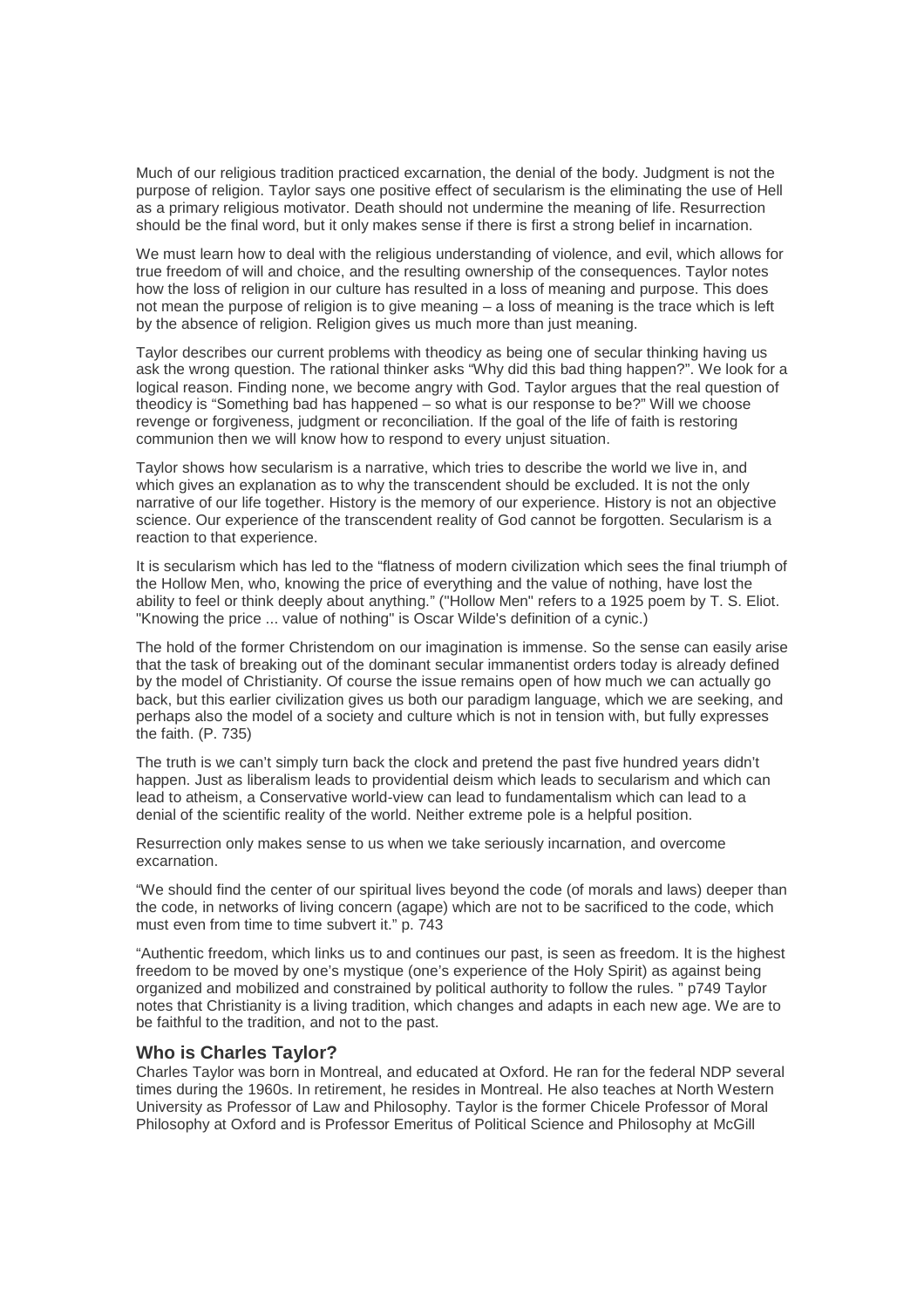Much of our religious tradition practiced excarnation, the denial of the body. Judgment is not the purpose of religion. Taylor says one positive effect of secularism is the eliminating the use of Hell as a primary religious motivator. Death should not undermine the meaning of life. Resurrection should be the final word, but it only makes sense if there is first a strong belief in incarnation.

We must learn how to deal with the religious understanding of violence, and evil, which allows for true freedom of will and choice, and the resulting ownership of the consequences. Taylor notes how the loss of religion in our culture has resulted in a loss of meaning and purpose. This does not mean the purpose of religion is to give meaning – a loss of meaning is the trace which is left by the absence of religion. Religion gives us much more than just meaning.

Taylor describes our current problems with theodicy as being one of secular thinking having us ask the wrong question. The rational thinker asks "Why did this bad thing happen?". We look for a logical reason. Finding none, we become angry with God. Taylor argues that the real question of theodicy is "Something bad has happened – so what is our response to be?" Will we choose revenge or forgiveness, judgment or reconciliation. If the goal of the life of faith is restoring communion then we will know how to respond to every unjust situation.

Taylor shows how secularism is a narrative, which tries to describe the world we live in, and which gives an explanation as to why the transcendent should be excluded. It is not the only narrative of our life together. History is the memory of our experience. History is not an objective science. Our experience of the transcendent reality of God cannot be forgotten. Secularism is a reaction to that experience.

It is secularism which has led to the "flatness of modern civilization which sees the final triumph of the Hollow Men, who, knowing the price of everything and the value of nothing, have lost the ability to feel or think deeply about anything." ("Hollow Men" refers to a 1925 poem by T. S. Eliot. "Knowing the price ... value of nothing" is Oscar Wilde's definition of a cynic.)

The hold of the former Christendom on our imagination is immense. So the sense can easily arise that the task of breaking out of the dominant secular immanentist orders today is already defined by the model of Christianity. Of course the issue remains open of how much we can actually go back, but this earlier civilization gives us both our paradigm language, which we are seeking, and perhaps also the model of a society and culture which is not in tension with, but fully expresses the faith. (P. 735)

The truth is we can't simply turn back the clock and pretend the past five hundred years didn't happen. Just as liberalism leads to providential deism which leads to secularism and which can lead to atheism, a Conservative world-view can lead to fundamentalism which can lead to a denial of the scientific reality of the world. Neither extreme pole is a helpful position.

Resurrection only makes sense to us when we take seriously incarnation, and overcome excarnation.

"We should find the center of our spiritual lives beyond the code (of morals and laws) deeper than the code, in networks of living concern (agape) which are not to be sacrificed to the code, which must even from time to time subvert it." p. 743

"Authentic freedom, which links us to and continues our past, is seen as freedom. It is the highest freedom to be moved by one's mystique (one's experience of the Holy Spirit) as against being organized and mobilized and constrained by political authority to follow the rules. " p749 Taylor notes that Christianity is a living tradition, which changes and adapts in each new age. We are to be faithful to the tradition, and not to the past.

### Who is Charles Taylor?

Charles Taylor was born in Montreal, and educated at Oxford. He ran for the federal NDP several times during the 1960s. In retirement, he resides in Montreal. He also teaches at North Western University as Professor of Law and Philosophy. Taylor is the former Chicele Professor of Moral Philosophy at Oxford and is Professor Emeritus of Political Science and Philosophy at McGill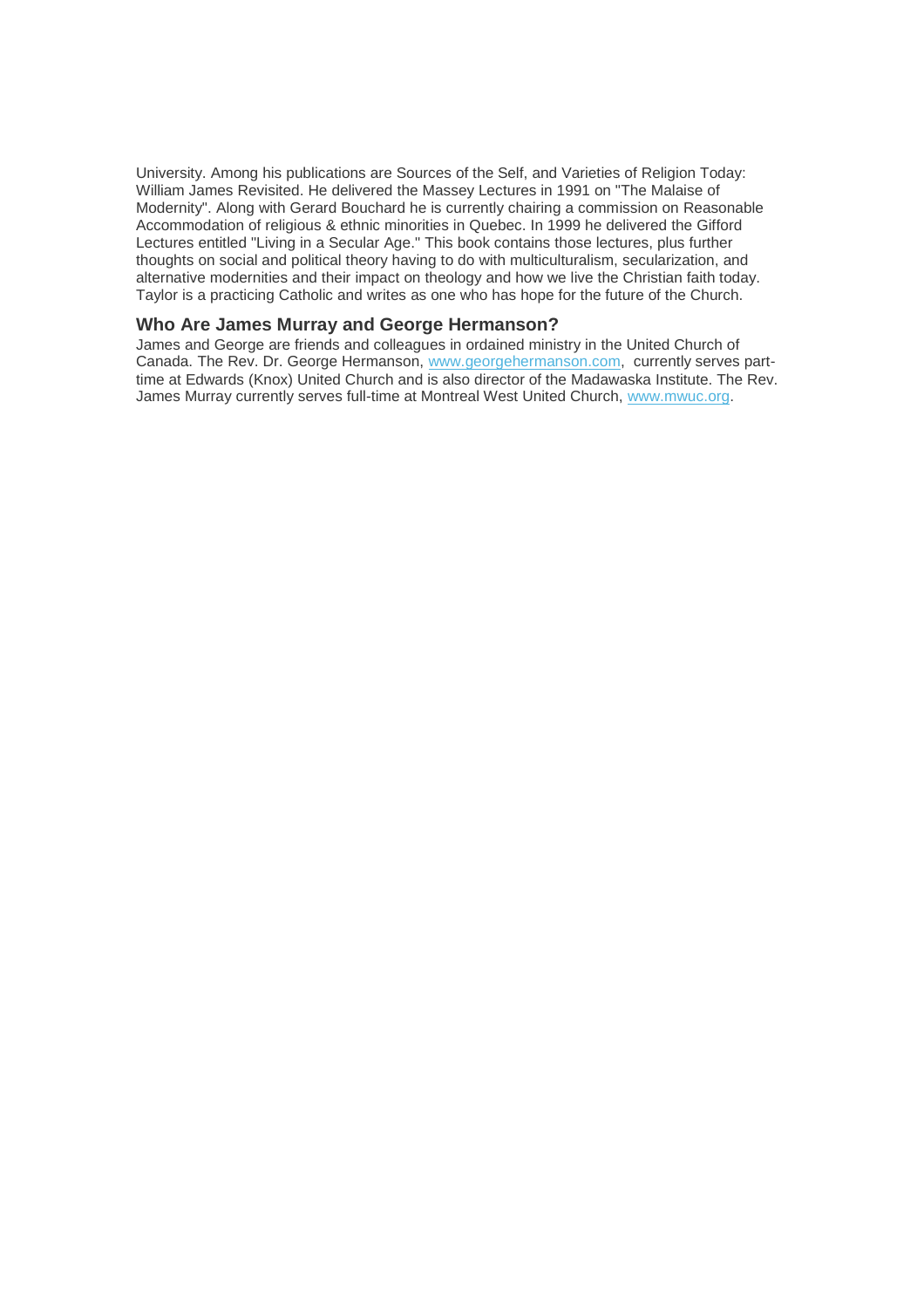University. Among his publications are Sources of the Self, and Varieties of Religion Today: William James Revisited. He delivered the Massey Lectures in 1991 on "The Malaise of Modernity". Along with Gerard Bouchard he is currently chairing a commission on Reasonable Accommodation of religious & ethnic minorities in Quebec. In 1999 he delivered the Gifford Lectures entitled "Living in a Secular Age." This book contains those lectures, plus further thoughts on social and political theory having to do with multiculturalism, secularization, and alternative modernities and their impact on theology and how we live the Christian faith today. Taylor is a practicing Catholic and writes as one who has hope for the future of the Church.

### Who Are James Murray and George Hermanson?

James and George are friends and colleagues in ordained ministry in the United Church of Canada. The Rev. Dr. George Hermanson, www.georgehermanson.com, currently serves part-time at Edwards (Knox) United Church and is also director of the Madawaska Institute. The Rev. James Murray currently serves full-time at Montreal West United Church, www.mwuc.org.